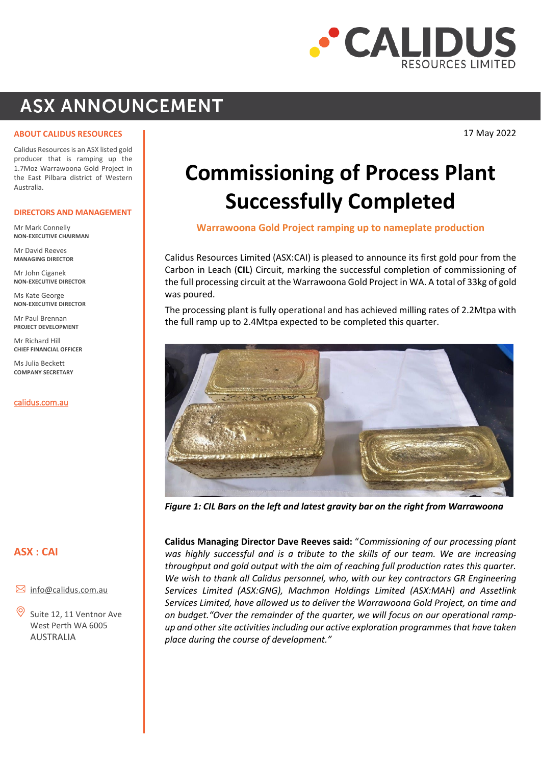CALIDUS RESOURCES LIMITED

# ASX ANNOUNCEMENT

**ABOUT CALIDUS RESOURCES**

Calidus Resources is an ASX listed gold producer that is ramping up the 1.7Moz Warrawoona Gold Project in the East Pilbara district of Western Australia.

**DIRECTORS AND MANAGEMENT**

Mr Mark Connelly
NON-EXECUTIVE CHAIRMAN

Mr David Reeves
MANAGING DIRECTOR

Mr John Ciganek
NON-EXECUTIVE DIRECTOR

Ms Kate George
NON-EXECUTIVE DIRECTOR

Mr Paul Brennan
PROJECT DEVELOPMENT

Mr Richard Hill
CHIEF FINANCIAL OFFICER

Ms Julia Beckett
COMPANY SECRETARY

calidus.com.au

**ASX : CAI**

info@calidus.com.au

Suite 12, 11 Ventnor Ave
West Perth WA 6005
AUSTRALIA

17 May 2022

# Commissioning of Process Plant Successfully Completed

## Warrawoona Gold Project ramping up to nameplate production

Calidus Resources Limited (ASX:CAI) is pleased to announce its first gold pour from the Carbon in Leach (**CIL**) Circuit, marking the successful completion of commissioning of the full processing circuit at the Warrawoona Gold Project in WA. A total of 33kg of gold was poured.

The processing plant is fully operational and has achieved milling rates of 2.2Mtpa with the full ramp up to 2.4Mtpa expected to be completed this quarter.

*Figure 1: CIL Bars on the left and latest gravity bar on the right from Warrawoona*

**Calidus Managing Director Dave Reeves said:** "*Commissioning of our processing plant was highly successful and is a tribute to the skills of our team. We are increasing throughput and gold output with the aim of reaching full production rates this quarter. We wish to thank all Calidus personnel, who, with our key contractors GR Engineering Services Limited (ASX:GNG), Machmon Holdings Limited (ASX:MAH) and Assetlink Services Limited, have allowed us to deliver the Warrawoona Gold Project, on time and on budget."Over the remainder of the quarter, we will focus on our operational ramp-up and other site activities including our active exploration programmes that have taken place during the course of development."*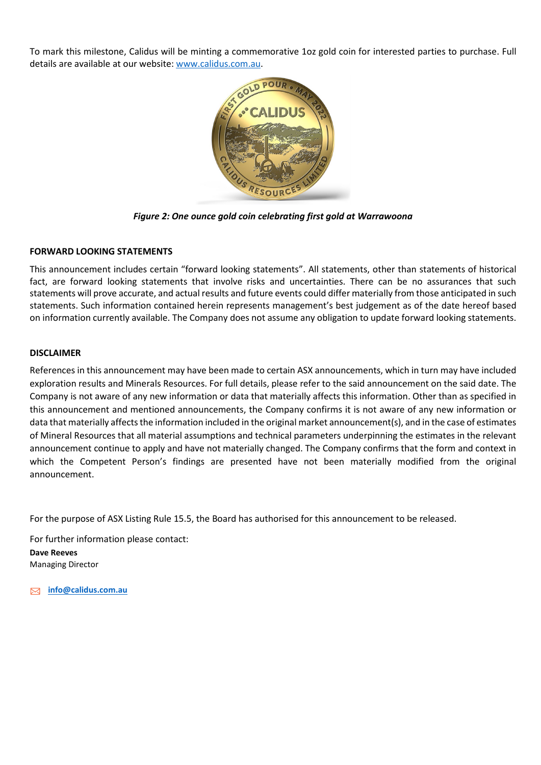To mark this milestone, Calidus will be minting a commemorative 1oz gold coin for interested parties to purchase. Full details are available at our website: [www.calidus.com.au](http://www.calidus.com.au).

*Figure 2: One ounce gold coin celebrating first gold at Warrawoona*

**FORWARD LOOKING STATEMENTS**

This announcement includes certain "forward looking statements". All statements, other than statements of historical fact, are forward looking statements that involve risks and uncertainties. There can be no assurances that such statements will prove accurate, and actual results and future events could differ materially from those anticipated in such statements. Such information contained herein represents management's best judgement as of the date hereof based on information currently available. The Company does not assume any obligation to update forward looking statements.

**DISCLAIMER**

References in this announcement may have been made to certain ASX announcements, which in turn may have included exploration results and Minerals Resources. For full details, please refer to the said announcement on the said date. The Company is not aware of any new information or data that materially affects this information. Other than as specified in this announcement and mentioned announcements, the Company confirms it is not aware of any new information or data that materially affects the information included in the original market announcement(s), and in the case of estimates of Mineral Resources that all material assumptions and technical parameters underpinning the estimates in the relevant announcement continue to apply and have not materially changed. The Company confirms that the form and context in which the Competent Person's findings are presented have not been materially modified from the original announcement.

For the purpose of ASX Listing Rule 15.5, the Board has authorised for this announcement to be released.

For further information please contact:

**Dave Reeves**
Managing Director

**[info@calidus.com.au](mailto:info@calidus.com.au)**